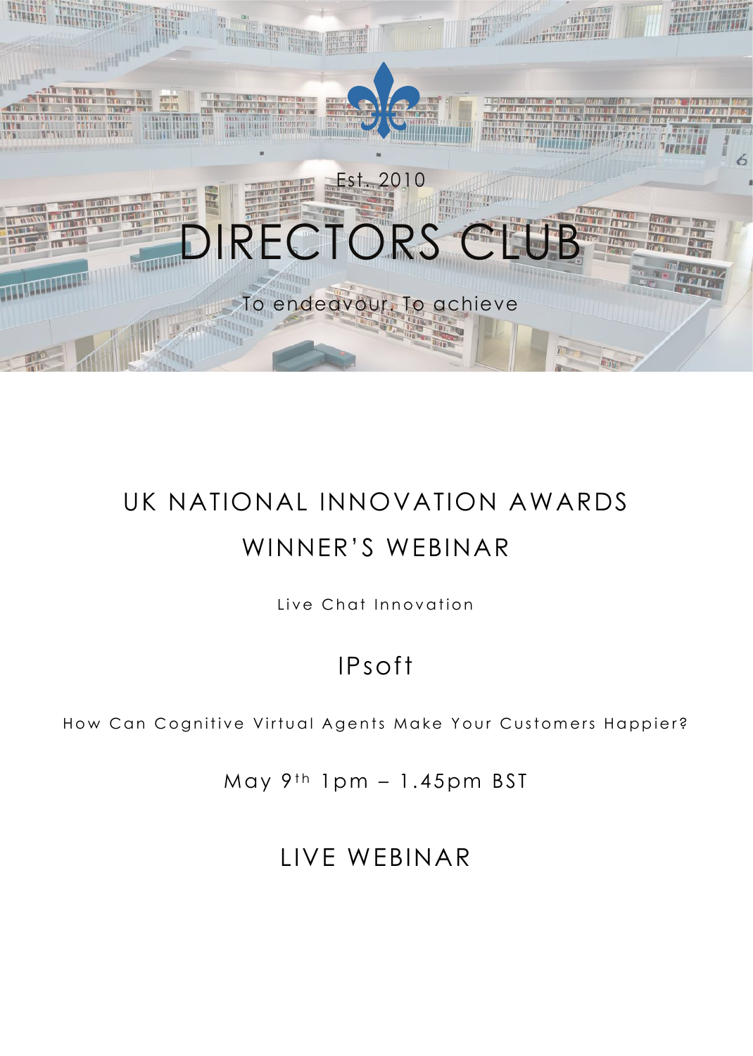Est. 2010

# DIRECTORS CLUB

To endeavour. To achieve

## UK NATIONAL INNOVATION AWARDS WINNER'S WEBINAR

Live Chat Innovation

## IPsoft

How Can Cognitive Virtual Agents Make Your Customers Happier?

May 9th 1pm – 1.45pm BST

## LIVE WEBINAR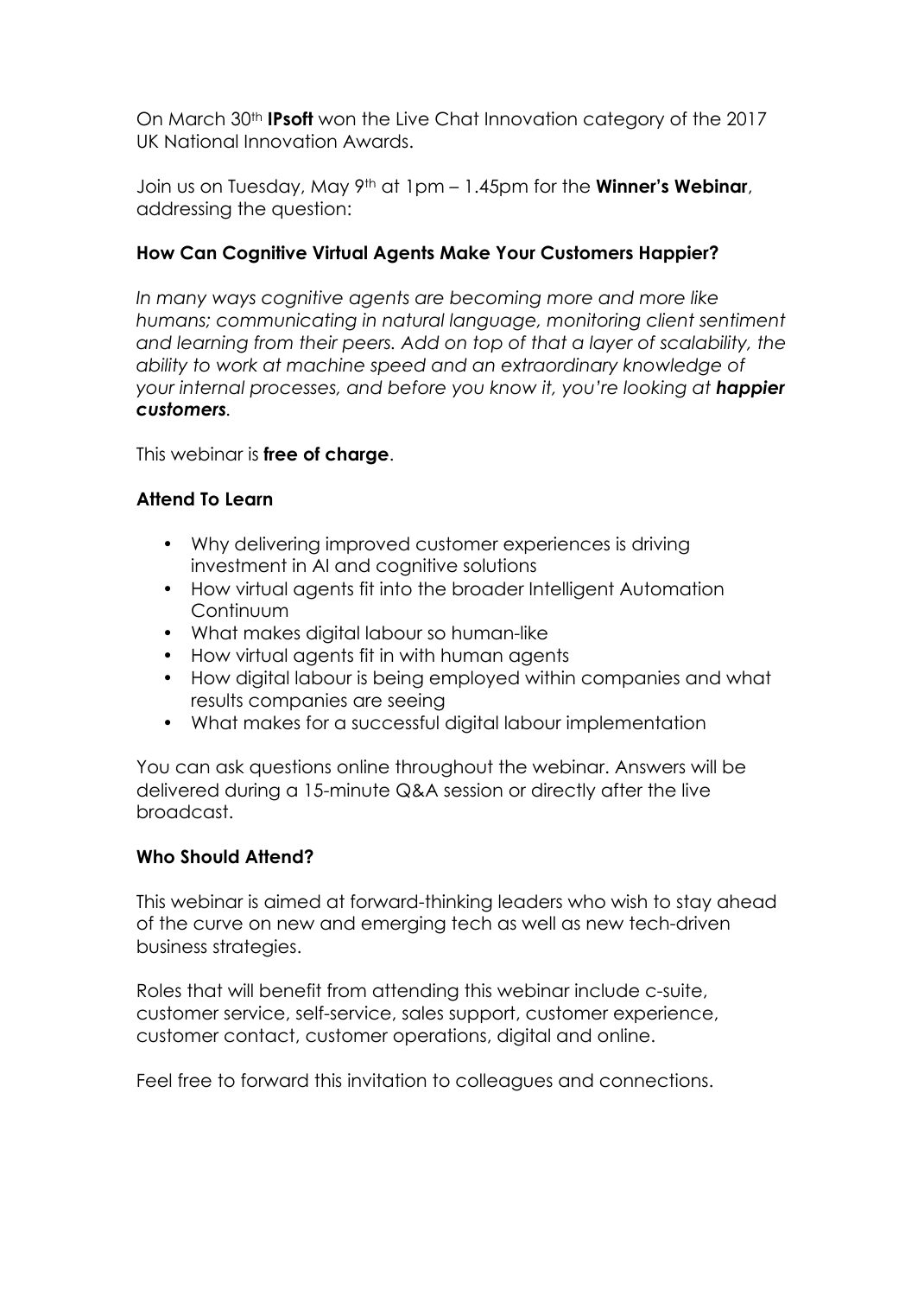On March 30th **IPsoft** won the Live Chat Innovation category of the 2017 UK National Innovation Awards.

Join us on Tuesday, May 9th at 1pm – 1.45pm for the **Winner's Webinar**, addressing the question:

**How Can Cognitive Virtual Agents Make Your Customers Happier?**

*In many ways cognitive agents are becoming more and more like humans; communicating in natural language, monitoring client sentiment and learning from their peers. Add on top of that a layer of scalability, the ability to work at machine speed and an extraordinary knowledge of your internal processes, and before you know it, you're looking at **happier customers**.*

This webinar is **free of charge**.

**Attend To Learn**

- Why delivering improved customer experiences is driving investment in AI and cognitive solutions
- How virtual agents fit into the broader Intelligent Automation Continuum
- What makes digital labour so human-like
- How virtual agents fit in with human agents
- How digital labour is being employed within companies and what results companies are seeing
- What makes for a successful digital labour implementation

You can ask questions online throughout the webinar. Answers will be delivered during a 15-minute Q&A session or directly after the live broadcast.

**Who Should Attend?**

This webinar is aimed at forward-thinking leaders who wish to stay ahead of the curve on new and emerging tech as well as new tech-driven business strategies.

Roles that will benefit from attending this webinar include c-suite, customer service, self-service, sales support, customer experience, customer contact, customer operations, digital and online.

Feel free to forward this invitation to colleagues and connections.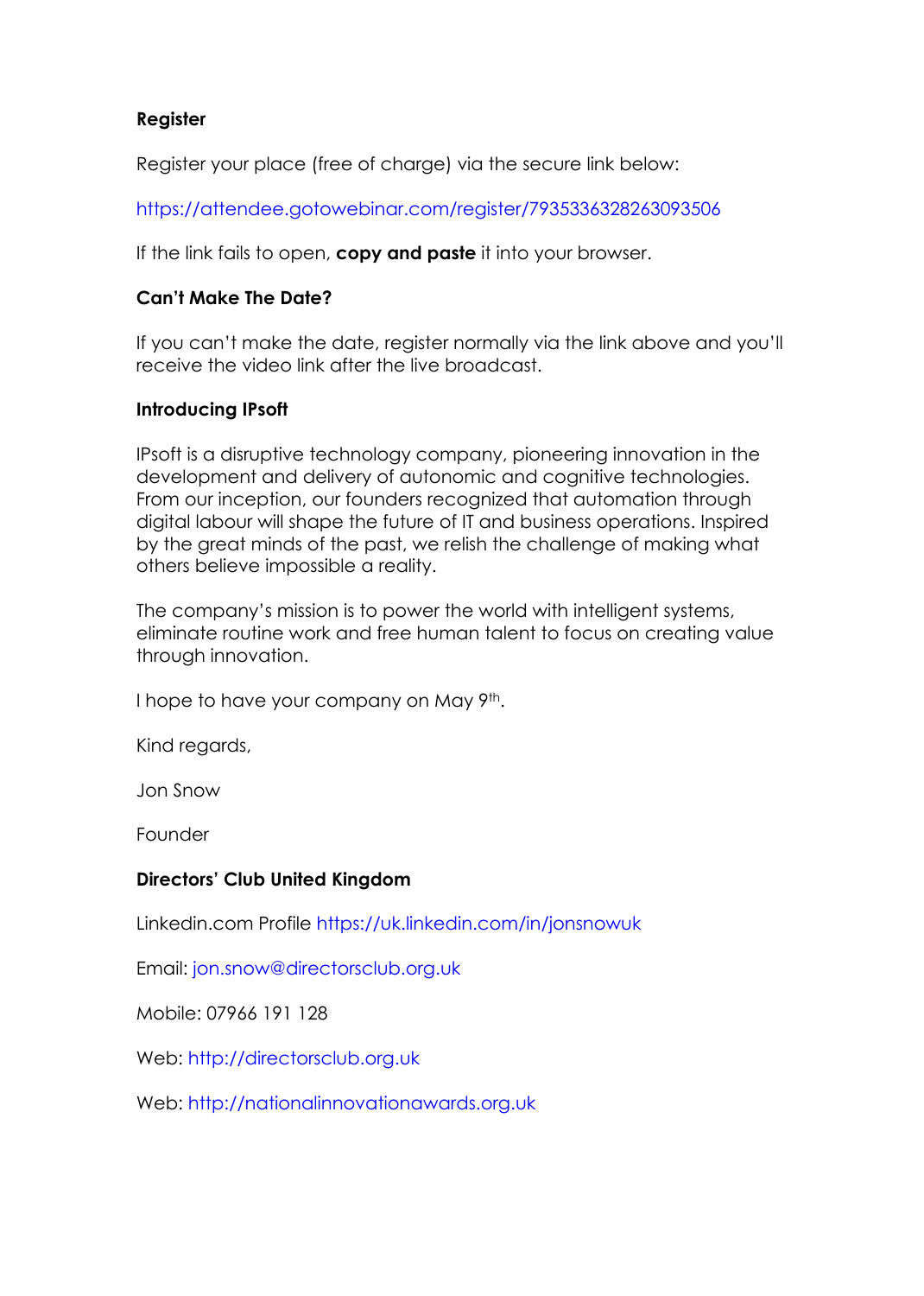**Register**

Register your place (free of charge) via the secure link below:

https://attendee.gotowebinar.com/register/7935336328263093506

If the link fails to open, **copy and paste** it into your browser.

**Can't Make The Date?**

If you can't make the date, register normally via the link above and you'll receive the video link after the live broadcast.

**Introducing IPsoft**

IPsoft is a disruptive technology company, pioneering innovation in the development and delivery of autonomic and cognitive technologies. From our inception, our founders recognized that automation through digital labour will shape the future of IT and business operations. Inspired by the great minds of the past, we relish the challenge of making what others believe impossible a reality.

The company's mission is to power the world with intelligent systems, eliminate routine work and free human talent to focus on creating value through innovation.

I hope to have your company on May 9th.

Kind regards,

Jon Snow

Founder

**Directors' Club United Kingdom**

Linkedin.com Profile https://uk.linkedin.com/in/jonsnowuk

Email: jon.snow@directorsclub.org.uk

Mobile: 07966 191 128

Web: http://directorsclub.org.uk

Web: http://nationalinnovationawards.org.uk